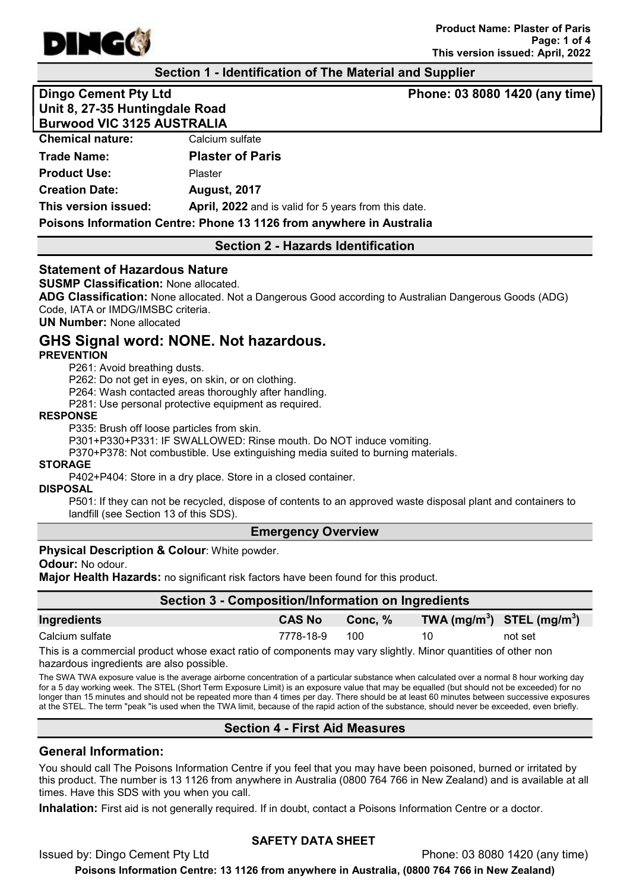## Section 1 - Identification of The Material and Supplier

**Dingo Cement Pty Ltd**
**Unit 8, 27-35 Huntingdale Road**
**Burwood VIC 3125 AUSTRALIA**

**Phone: 03 8080 1420 (any time)**

**Chemical nature:** Calcium sulfate

**Trade Name:** **Plaster of Paris**

**Product Use:** Plaster

**Creation Date:** **August, 2017**

**This version issued:** **April, 2022** and is valid for 5 years from this date.

**Poisons Information Centre: Phone 13 1126 from anywhere in Australia**

## Section 2 - Hazards Identification

### Statement of Hazardous Nature

**SUSMP Classification:** None allocated.

**ADG Classification:** None allocated. Not a Dangerous Good according to Australian Dangerous Goods (ADG) Code, IATA or IMDG/IMSBC criteria.

**UN Number:** None allocated

## GHS Signal word: NONE. Not hazardous.

**PREVENTION**

P261: Avoid breathing dusts.
P262: Do not get in eyes, on skin, or on clothing.
P264: Wash contacted areas thoroughly after handling.
P281: Use personal protective equipment as required.

**RESPONSE**

P335: Brush off loose particles from skin.
P301+P330+P331: IF SWALLOWED: Rinse mouth. Do NOT induce vomiting.
P370+P378: Not combustible. Use extinguishing media suited to burning materials.

**STORAGE**

P402+P404: Store in a dry place. Store in a closed container.

**DISPOSAL**

P501: If they can not be recycled, dispose of contents to an approved waste disposal plant and containers to landfill (see Section 13 of this SDS).

## Emergency Overview

**Physical Description & Colour**: White powder.

**Odour:** No odour.

**Major Health Hazards:** no significant risk factors have been found for this product.

## Section 3 - Composition/Information on Ingredients

| Ingredients | CAS No | Conc, % | TWA ($mg/m^3$) | STEL ($mg/m^3$) |
|---|---|---|---|---|
| Calcium sulfate | 7778-18-9 | 100 | 10 | not set |

This is a commercial product whose exact ratio of components may vary slightly. Minor quantities of other non hazardous ingredients are also possible.

The SWA TWA exposure value is the average airborne concentration of a particular substance when calculated over a normal 8 hour working day for a 5 day working week. The STEL (Short Term Exposure Limit) is an exposure value that may be equalled (but should not be exceeded) for no longer than 15 minutes and should not be repeated more than 4 times per day. There should be at least 60 minutes between successive exposures at the STEL. The term "peak "is used when the TWA limit, because of the rapid action of the substance, should never be exceeded, even briefly.

## Section 4 - First Aid Measures

### General Information:

You should call The Poisons Information Centre if you feel that you may have been poisoned, burned or irritated by this product. The number is 13 1126 from anywhere in Australia (0800 764 766 in New Zealand) and is available at all times. Have this SDS with you when you call.

**Inhalation:** First aid is not generally required. If in doubt, contact a Poisons Information Centre or a doctor.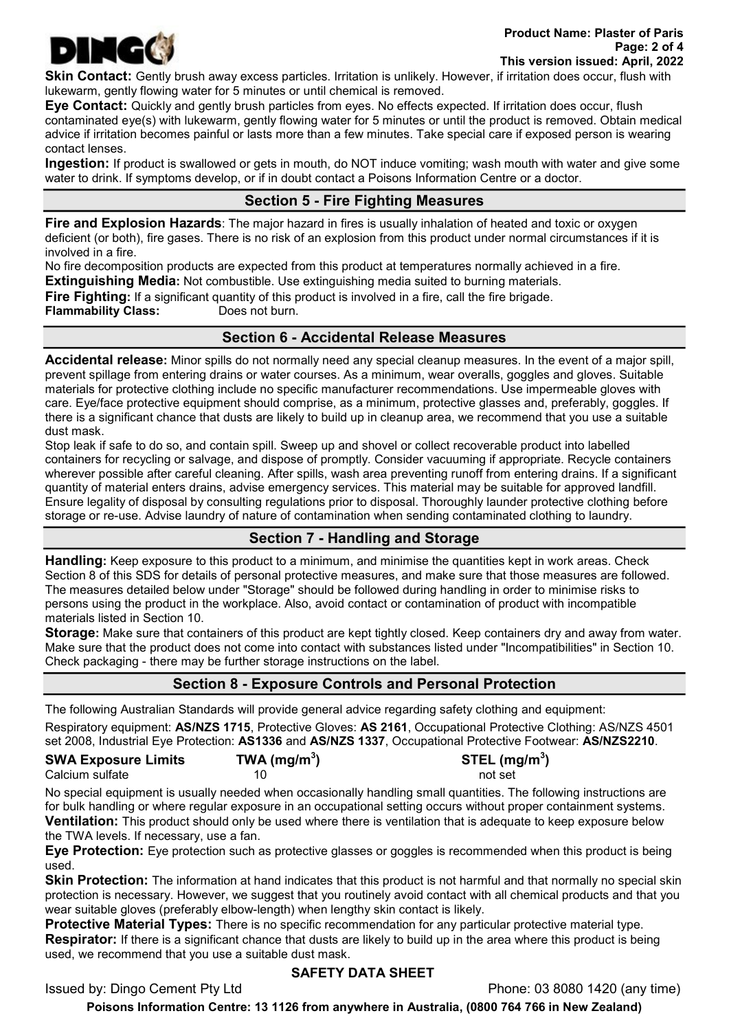**Skin Contact:** Gently brush away excess particles. Irritation is unlikely. However, if irritation does occur, flush with lukewarm, gently flowing water for 5 minutes or until chemical is removed.

**Eye Contact:** Quickly and gently brush particles from eyes. No effects expected. If irritation does occur, flush contaminated eye(s) with lukewarm, gently flowing water for 5 minutes or until the product is removed. Obtain medical advice if irritation becomes painful or lasts more than a few minutes. Take special care if exposed person is wearing contact lenses.

**Ingestion:** If product is swallowed or gets in mouth, do NOT induce vomiting; wash mouth with water and give some water to drink. If symptoms develop, or if in doubt contact a Poisons Information Centre or a doctor.

## Section 5 - Fire Fighting Measures

**Fire and Explosion Hazards**: The major hazard in fires is usually inhalation of heated and toxic or oxygen deficient (or both), fire gases. There is no risk of an explosion from this product under normal circumstances if it is involved in a fire.

No fire decomposition products are expected from this product at temperatures normally achieved in a fire.

**Extinguishing Media:** Not combustible. Use extinguishing media suited to burning materials.

**Fire Fighting:** If a significant quantity of this product is involved in a fire, call the fire brigade.

**Flammability Class:** Does not burn.

## Section 6 - Accidental Release Measures

**Accidental release:** Minor spills do not normally need any special cleanup measures. In the event of a major spill, prevent spillage from entering drains or water courses. As a minimum, wear overalls, goggles and gloves. Suitable materials for protective clothing include no specific manufacturer recommendations. Use impermeable gloves with care. Eye/face protective equipment should comprise, as a minimum, protective glasses and, preferably, goggles. If there is a significant chance that dusts are likely to build up in cleanup area, we recommend that you use a suitable dust mask.

Stop leak if safe to do so, and contain spill. Sweep up and shovel or collect recoverable product into labelled containers for recycling or salvage, and dispose of promptly. Consider vacuuming if appropriate. Recycle containers wherever possible after careful cleaning. After spills, wash area preventing runoff from entering drains. If a significant quantity of material enters drains, advise emergency services. This material may be suitable for approved landfill. Ensure legality of disposal by consulting regulations prior to disposal. Thoroughly launder protective clothing before storage or re-use. Advise laundry of nature of contamination when sending contaminated clothing to laundry.

## Section 7 - Handling and Storage

**Handling:** Keep exposure to this product to a minimum, and minimise the quantities kept in work areas. Check Section 8 of this SDS for details of personal protective measures, and make sure that those measures are followed. The measures detailed below under "Storage" should be followed during handling in order to minimise risks to persons using the product in the workplace. Also, avoid contact or contamination of product with incompatible materials listed in Section 10.

**Storage:** Make sure that containers of this product are kept tightly closed. Keep containers dry and away from water. Make sure that the product does not come into contact with substances listed under "Incompatibilities" in Section 10. Check packaging - there may be further storage instructions on the label.

## Section 8 - Exposure Controls and Personal Protection

The following Australian Standards will provide general advice regarding safety clothing and equipment:

Respiratory equipment: **AS/NZS 1715**, Protective Gloves: **AS 2161**, Occupational Protective Clothing: AS/NZS 4501 set 2008, Industrial Eye Protection: **AS1336** and **AS/NZS 1337**, Occupational Protective Footwear: **AS/NZS2210**.

| SWA Exposure Limits | TWA ($mg/m^3$) | STEL ($mg/m^3$) |
|---|---|---|
| Calcium sulfate | 10 | not set |

No special equipment is usually needed when occasionally handling small quantities. The following instructions are for bulk handling or where regular exposure in an occupational setting occurs without proper containment systems.

**Ventilation:** This product should only be used where there is ventilation that is adequate to keep exposure below the TWA levels. If necessary, use a fan.

**Eye Protection:** Eye protection such as protective glasses or goggles is recommended when this product is being used.

**Skin Protection:** The information at hand indicates that this product is not harmful and that normally no special skin protection is necessary. However, we suggest that you routinely avoid contact with all chemical products and that you wear suitable gloves (preferably elbow-length) when lengthy skin contact is likely.

**Protective Material Types:** There is no specific recommendation for any particular protective material type.

**Respirator:** If there is a significant chance that dusts are likely to build up in the area where this product is being used, we recommend that you use a suitable dust mask.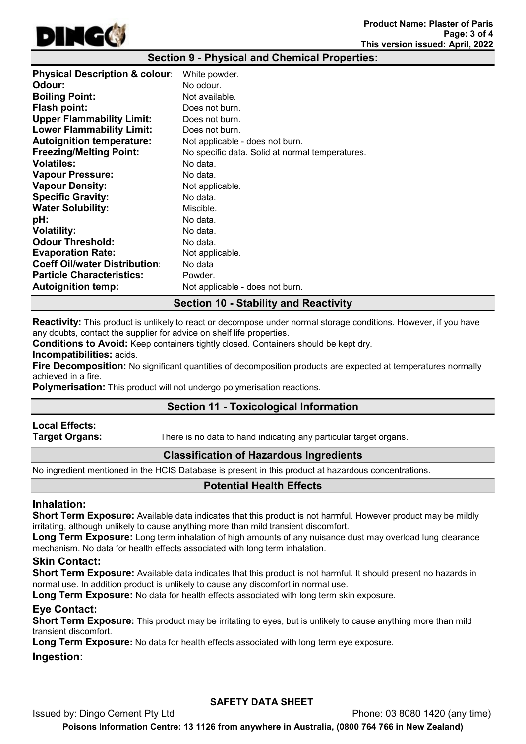## Section 9 - Physical and Chemical Properties:

| | |
|---|---|
| **Physical Description & colour**: | White powder. |
| **Odour:** | No odour. |
| **Boiling Point:** | Not available. |
| **Flash point:** | Does not burn. |
| **Upper Flammability Limit:** | Does not burn. |
| **Lower Flammability Limit:** | Does not burn. |
| **Autoignition temperature:** | Not applicable - does not burn. |
| **Freezing/Melting Point:** | No specific data. Solid at normal temperatures. |
| **Volatiles:** | No data. |
| **Vapour Pressure:** | No data. |
| **Vapour Density:** | Not applicable. |
| **Specific Gravity:** | No data. |
| **Water Solubility:** | Miscible. |
| **pH:** | No data. |
| **Volatility:** | No data. |
| **Odour Threshold:** | No data. |
| **Evaporation Rate:** | Not applicable. |
| **Coeff Oil/water Distribution**: | No data |
| **Particle Characteristics:** | Powder. |
| **Autoignition temp:** | Not applicable - does not burn. |

## Section 10 - Stability and Reactivity

**Reactivity:** This product is unlikely to react or decompose under normal storage conditions. However, if you have any doubts, contact the supplier for advice on shelf life properties.

**Conditions to Avoid:** Keep containers tightly closed. Containers should be kept dry.

**Incompatibilities:** acids.

**Fire Decomposition:** No significant quantities of decomposition products are expected at temperatures normally achieved in a fire.

**Polymerisation:** This product will not undergo polymerisation reactions.

## Section 11 - Toxicological Information

**Local Effects:**

**Target Organs:** There is no data to hand indicating any particular target organs.

### Classification of Hazardous Ingredients

No ingredient mentioned in the HCIS Database is present in this product at hazardous concentrations.

### Potential Health Effects

### Inhalation:

**Short Term Exposure:** Available data indicates that this product is not harmful. However product may be mildly irritating, although unlikely to cause anything more than mild transient discomfort.

**Long Term Exposure:** Long term inhalation of high amounts of any nuisance dust may overload lung clearance mechanism. No data for health effects associated with long term inhalation.

### Skin Contact:

**Short Term Exposure:** Available data indicates that this product is not harmful. It should present no hazards in normal use. In addition product is unlikely to cause any discomfort in normal use.

**Long Term Exposure:** No data for health effects associated with long term skin exposure.

### Eye Contact:

**Short Term Exposure:** This product may be irritating to eyes, but is unlikely to cause anything more than mild transient discomfort.

**Long Term Exposure:** No data for health effects associated with long term eye exposure.

### Ingestion: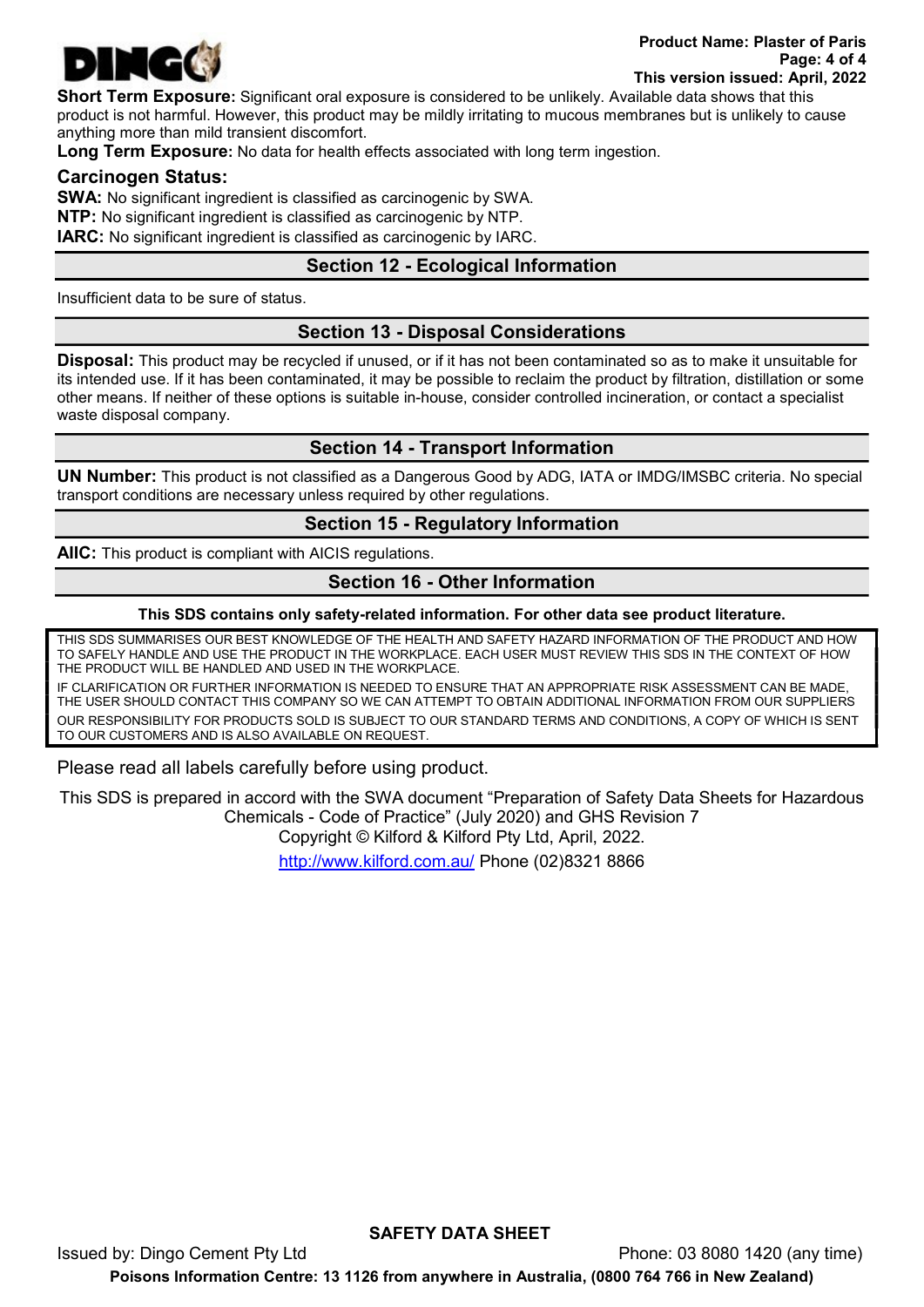**Short Term Exposure:** Significant oral exposure is considered to be unlikely. Available data shows that this product is not harmful. However, this product may be mildly irritating to mucous membranes but is unlikely to cause anything more than mild transient discomfort.

**Long Term Exposure:** No data for health effects associated with long term ingestion.

### Carcinogen Status:

**SWA:** No significant ingredient is classified as carcinogenic by SWA.
**NTP:** No significant ingredient is classified as carcinogenic by NTP.
**IARC:** No significant ingredient is classified as carcinogenic by IARC.

## Section 12 - Ecological Information

Insufficient data to be sure of status.

## Section 13 - Disposal Considerations

**Disposal:** This product may be recycled if unused, or if it has not been contaminated so as to make it unsuitable for its intended use. If it has been contaminated, it may be possible to reclaim the product by filtration, distillation or some other means. If neither of these options is suitable in-house, consider controlled incineration, or contact a specialist waste disposal company.

## Section 14 - Transport Information

**UN Number:** This product is not classified as a Dangerous Good by ADG, IATA or IMDG/IMSBC criteria. No special transport conditions are necessary unless required by other regulations.

## Section 15 - Regulatory Information

**AIIC:** This product is compliant with AICIS regulations.

## Section 16 - Other Information

**This SDS contains only safety-related information. For other data see product literature.**

THIS SDS SUMMARISES OUR BEST KNOWLEDGE OF THE HEALTH AND SAFETY HAZARD INFORMATION OF THE PRODUCT AND HOW TO SAFELY HANDLE AND USE THE PRODUCT IN THE WORKPLACE. EACH USER MUST REVIEW THIS SDS IN THE CONTEXT OF HOW THE PRODUCT WILL BE HANDLED AND USED IN THE WORKPLACE.

IF CLARIFICATION OR FURTHER INFORMATION IS NEEDED TO ENSURE THAT AN APPROPRIATE RISK ASSESSMENT CAN BE MADE, THE USER SHOULD CONTACT THIS COMPANY SO WE CAN ATTEMPT TO OBTAIN ADDITIONAL INFORMATION FROM OUR SUPPLIERS

OUR RESPONSIBILITY FOR PRODUCTS SOLD IS SUBJECT TO OUR STANDARD TERMS AND CONDITIONS, A COPY OF WHICH IS SENT TO OUR CUSTOMERS AND IS ALSO AVAILABLE ON REQUEST.

Please read all labels carefully before using product.

This SDS is prepared in accord with the SWA document "Preparation of Safety Data Sheets for Hazardous Chemicals - Code of Practice" (July 2020) and GHS Revision 7

Copyright © Kilford & Kilford Pty Ltd, April, 2022.

http://www.kilford.com.au/ Phone (02)8321 8866